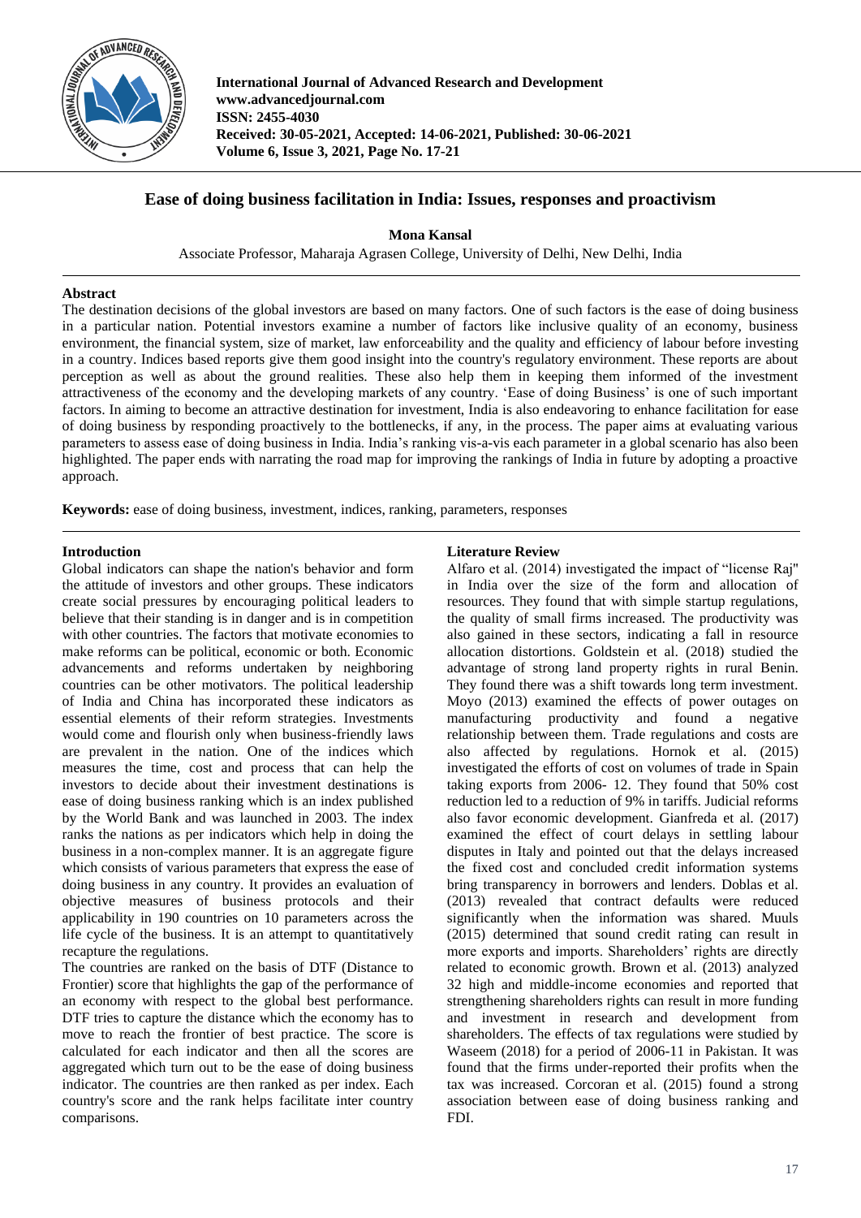# Ease of doing business facilitation in India: Issues, responses and proactivism

**Mona Kansal**

Associate Professor, Maharaja Agrasen College, University of Delhi, New Delhi, India

## Abstract

The destination decisions of the global investors are based on many factors. One of such factors is the ease of doing business in a particular nation. Potential investors examine a number of factors like inclusive quality of an economy, business environment, the financial system, size of market, law enforceability and the quality and efficiency of labour before investing in a country. Indices based reports give them good insight into the country's regulatory environment. These reports are about perception as well as about the ground realities. These also help them in keeping them informed of the investment attractiveness of the economy and the developing markets of any country. 'Ease of doing Business' is one of such important factors. In aiming to become an attractive destination for investment, India is also endeavoring to enhance facilitation for ease of doing business by responding proactively to the bottlenecks, if any, in the process. The paper aims at evaluating various parameters to assess ease of doing business in India. India's ranking vis-a-vis each parameter in a global scenario has also been highlighted. The paper ends with narrating the road map for improving the rankings of India in future by adopting a proactive approach.

**Keywords:** ease of doing business, investment, indices, ranking, parameters, responses

## Introduction

Global indicators can shape the nation's behavior and form the attitude of investors and other groups. These indicators create social pressures by encouraging political leaders to believe that their standing is in danger and is in competition with other countries. The factors that motivate economies to make reforms can be political, economic or both. Economic advancements and reforms undertaken by neighboring countries can be other motivators. The political leadership of India and China has incorporated these indicators as essential elements of their reform strategies. Investments would come and flourish only when business-friendly laws are prevalent in the nation. One of the indices which measures the time, cost and process that can help the investors to decide about their investment destinations is ease of doing business ranking which is an index published by the World Bank and was launched in 2003. The index ranks the nations as per indicators which help in doing the business in a non-complex manner. It is an aggregate figure which consists of various parameters that express the ease of doing business in any country. It provides an evaluation of objective measures of business protocols and their applicability in 190 countries on 10 parameters across the life cycle of the business. It is an attempt to quantitatively recapture the regulations.

The countries are ranked on the basis of DTF (Distance to Frontier) score that highlights the gap of the performance of an economy with respect to the global best performance. DTF tries to capture the distance which the economy has to move to reach the frontier of best practice. The score is calculated for each indicator and then all the scores are aggregated which turn out to be the ease of doing business indicator. The countries are then ranked as per index. Each country's score and the rank helps facilitate inter country comparisons.

## Literature Review

Alfaro et al. (2014) investigated the impact of "license Raj" in India over the size of the form and allocation of resources. They found that with simple startup regulations, the quality of small firms increased. The productivity was also gained in these sectors, indicating a fall in resource allocation distortions. Goldstein et al. (2018) studied the advantage of strong land property rights in rural Benin. They found there was a shift towards long term investment. Moyo (2013) examined the effects of power outages on manufacturing productivity and found a negative relationship between them. Trade regulations and costs are also affected by regulations. Hornok et al. (2015) investigated the efforts of cost on volumes of trade in Spain taking exports from 2006- 12. They found that 50% cost reduction led to a reduction of 9% in tariffs. Judicial reforms also favor economic development. Gianfreda et al. (2017) examined the effect of court delays in settling labour disputes in Italy and pointed out that the delays increased the fixed cost and concluded credit information systems bring transparency in borrowers and lenders. Doblas et al. (2013) revealed that contract defaults were reduced significantly when the information was shared. Muuls (2015) determined that sound credit rating can result in more exports and imports. Shareholders' rights are directly related to economic growth. Brown et al. (2013) analyzed 32 high and middle-income economies and reported that strengthening shareholders rights can result in more funding and investment in research and development from shareholders. The effects of tax regulations were studied by Waseem (2018) for a period of 2006-11 in Pakistan. It was found that the firms under-reported their profits when the tax was increased. Corcoran et al. (2015) found a strong association between ease of doing business ranking and FDI.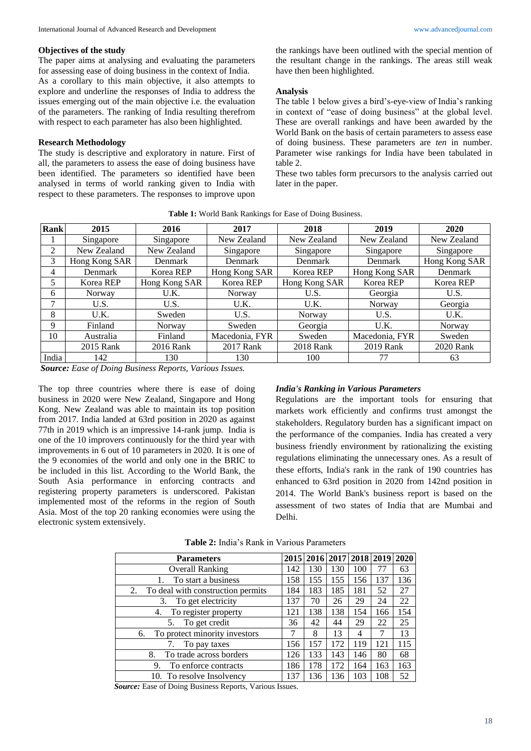### Objectives of the study

The paper aims at analysing and evaluating the parameters for assessing ease of doing business in the context of India. As a corollary to this main objective, it also attempts to explore and underline the responses of India to address the issues emerging out of the main objective i.e. the evaluation of the parameters. The ranking of India resulting therefrom with respect to each parameter has also been highlighted.

### Research Methodology

The study is descriptive and exploratory in nature. First of all, the parameters to assess the ease of doing business have been identified. The parameters so identified have been analysed in terms of world ranking given to India with respect to these parameters. The responses to improve upon the rankings have been outlined with the special mention of the resultant change in the rankings. The areas still weak have then been highlighted.

### Analysis

The table 1 below gives a bird's-eye-view of India's ranking in context of "ease of doing business" at the global level. These are overall rankings and have been awarded by the World Bank on the basis of certain parameters to assess ease of doing business. These parameters are *ten* in number. Parameter wise rankings for India have been tabulated in table 2.

These two tables form precursors to the analysis carried out later in the paper.

**Table 1:** World Bank Rankings for Ease of Doing Business.

| Rank | 2015 | 2016 | 2017 | 2018 | 2019 | 2020 |
|---|---|---|---|---|---|---|
| 1 | Singapore | Singapore | New Zealand | New Zealand | New Zealand | New Zealand |
| 2 | New Zealand | New Zealand | Singapore | Singapore | Singapore | Singapore |
| 3 | Hong Kong SAR | Denmark | Denmark | Denmark | Denmark | Hong Kong SAR |
| 4 | Denmark | Korea REP | Hong Kong SAR | Korea REP | Hong Kong SAR | Denmark |
| 5 | Korea REP | Hong Kong SAR | Korea REP | Hong Kong SAR | Korea REP | Korea REP |
| 6 | Norway | U.K. | Norway | U.S. | Georgia | U.S. |
| 7 | U.S. | U.S. | U.K. | U.K. | Norway | Georgia |
| 8 | U.K. | Sweden | U.S. | Norway | U.S. | U.K. |
| 9 | Finland | Norway | Sweden | Georgia | U.K. | Norway |
| 10 | Australia | Finland | Macedonia, FYR | Sweden | Macedonia, FYR | Sweden |
| | 2015 Rank | 2016 Rank | 2017 Rank | 2018 Rank | 2019 Rank | 2020 Rank |
| India | 142 | 130 | 130 | 100 | 77 | 63 |

***Source:*** *Ease of Doing Business Reports, Various Issues.*

The top three countries where there is ease of doing business in 2020 were New Zealand, Singapore and Hong Kong. New Zealand was able to maintain its top position from 2017. India landed at 63rd position in 2020 as against 77th in 2019 which is an impressive 14-rank jump. India is one of the 10 improvers continuously for the third year with improvements in 6 out of 10 parameters in 2020. It is one of the 9 economies of the world and only one in the BRIC to be included in this list. According to the World Bank, the South Asia performance in enforcing contracts and registering property parameters is underscored. Pakistan implemented most of the reforms in the region of South Asia. Most of the top 20 ranking economies were using the electronic system extensively.

#### *India's Ranking in Various Parameters*

Regulations are the important tools for ensuring that markets work efficiently and confirms trust amongst the stakeholders. Regulatory burden has a significant impact on the performance of the companies. India has created a very business friendly environment by rationalizing the existing regulations eliminating the unnecessary ones. As a result of these efforts, India's rank in the rank of 190 countries has enhanced to 63rd position in 2020 from 142nd position in 2014. The World Bank's business report is based on the assessment of two states of India that are Mumbai and Delhi.

**Table 2:** India's Rank in Various Parameters

| Parameters | 2015 | 2016 | 2017 | 2018 | 2019 | 2020 |
|---|---|---|---|---|---|---|
| Overall Ranking | 142 | 130 | 130 | 100 | 77 | 63 |
| 1. To start a business | 158 | 155 | 155 | 156 | 137 | 136 |
| 2. To deal with construction permits | 184 | 183 | 185 | 181 | 52 | 27 |
| 3. To get electricity | 137 | 70 | 26 | 29 | 24 | 22 |
| 4. To register property | 121 | 138 | 138 | 154 | 166 | 154 |
| 5. To get credit | 36 | 42 | 44 | 29 | 22 | 25 |
| 6. To protect minority investors | 7 | 8 | 13 | 4 | 7 | 13 |
| 7. To pay taxes | 156 | 157 | 172 | 119 | 121 | 115 |
| 8. To trade across borders | 126 | 133 | 143 | 146 | 80 | 68 |
| 9. To enforce contracts | 186 | 178 | 172 | 164 | 163 | 163 |
| 10. To resolve Insolvency | 137 | 136 | 136 | 103 | 108 | 52 |

***Source:*** Ease of Doing Business Reports, Various Issues.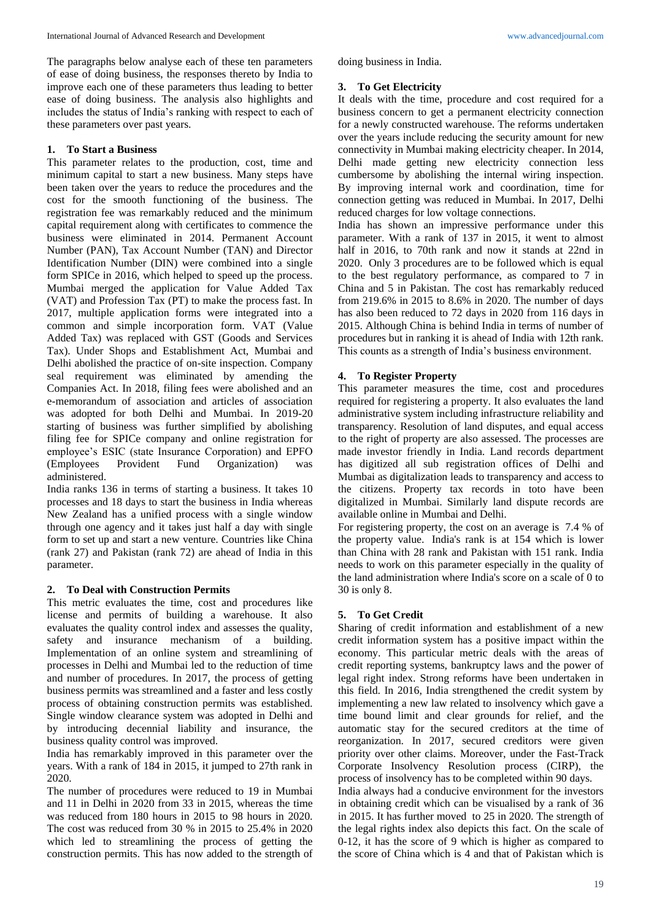The paragraphs below analyse each of these ten parameters of ease of doing business, the responses thereto by India to improve each one of these parameters thus leading to better ease of doing business. The analysis also highlights and includes the status of India's ranking with respect to each of these parameters over past years.

### 1. To Start a Business

This parameter relates to the production, cost, time and minimum capital to start a new business. Many steps have been taken over the years to reduce the procedures and the cost for the smooth functioning of the business. The registration fee was remarkably reduced and the minimum capital requirement along with certificates to commence the business were eliminated in 2014. Permanent Account Number (PAN), Tax Account Number (TAN) and Director Identification Number (DIN) were combined into a single form SPICe in 2016, which helped to speed up the process. Mumbai merged the application for Value Added Tax (VAT) and Profession Tax (PT) to make the process fast. In 2017, multiple application forms were integrated into a common and simple incorporation form. VAT (Value Added Tax) was replaced with GST (Goods and Services Tax). Under Shops and Establishment Act, Mumbai and Delhi abolished the practice of on-site inspection. Company seal requirement was eliminated by amending the Companies Act. In 2018, filing fees were abolished and an e-memorandum of association and articles of association was adopted for both Delhi and Mumbai. In 2019-20 starting of business was further simplified by abolishing filing fee for SPICe company and online registration for employee's ESIC (state Insurance Corporation) and EPFO (Employees Provident Fund Organization) was administered.

India ranks 136 in terms of starting a business. It takes 10 processes and 18 days to start the business in India whereas New Zealand has a unified process with a single window through one agency and it takes just half a day with single form to set up and start a new venture. Countries like China (rank 27) and Pakistan (rank 72) are ahead of India in this parameter.

### 2. To Deal with Construction Permits

This metric evaluates the time, cost and procedures like license and permits of building a warehouse. It also evaluates the quality control index and assesses the quality, safety and insurance mechanism of a building. Implementation of an online system and streamlining of processes in Delhi and Mumbai led to the reduction of time and number of procedures. In 2017, the process of getting business permits was streamlined and a faster and less costly process of obtaining construction permits was established. Single window clearance system was adopted in Delhi and by introducing decennial liability and insurance, the business quality control was improved.

India has remarkably improved in this parameter over the years. With a rank of 184 in 2015, it jumped to 27th rank in 2020.

The number of procedures were reduced to 19 in Mumbai and 11 in Delhi in 2020 from 33 in 2015, whereas the time was reduced from 180 hours in 2015 to 98 hours in 2020. The cost was reduced from 30 % in 2015 to 25.4% in 2020 which led to streamlining the process of getting the construction permits. This has now added to the strength of doing business in India.

### 3. To Get Electricity

It deals with the time, procedure and cost required for a business concern to get a permanent electricity connection for a newly constructed warehouse. The reforms undertaken over the years include reducing the security amount for new connectivity in Mumbai making electricity cheaper. In 2014, Delhi made getting new electricity connection less cumbersome by abolishing the internal wiring inspection. By improving internal work and coordination, time for connection getting was reduced in Mumbai. In 2017, Delhi reduced charges for low voltage connections.

India has shown an impressive performance under this parameter. With a rank of 137 in 2015, it went to almost half in 2016, to 70th rank and now it stands at 22nd in 2020. Only 3 procedures are to be followed which is equal to the best regulatory performance, as compared to 7 in China and 5 in Pakistan. The cost has remarkably reduced from 219.6% in 2015 to 8.6% in 2020. The number of days has also been reduced to 72 days in 2020 from 116 days in 2015. Although China is behind India in terms of number of procedures but in ranking it is ahead of India with 12th rank. This counts as a strength of India's business environment.

### 4. To Register Property

This parameter measures the time, cost and procedures required for registering a property. It also evaluates the land administrative system including infrastructure reliability and transparency. Resolution of land disputes, and equal access to the right of property are also assessed. The processes are made investor friendly in India. Land records department has digitized all sub registration offices of Delhi and Mumbai as digitalization leads to transparency and access to the citizens. Property tax records in toto have been digitalized in Mumbai. Similarly land dispute records are available online in Mumbai and Delhi.

For registering property, the cost on an average is 7.4 % of the property value. India's rank is at 154 which is lower than China with 28 rank and Pakistan with 151 rank. India needs to work on this parameter especially in the quality of the land administration where India's score on a scale of 0 to 30 is only 8.

### 5. To Get Credit

Sharing of credit information and establishment of a new credit information system has a positive impact within the economy. This particular metric deals with the areas of credit reporting systems, bankruptcy laws and the power of legal right index. Strong reforms have been undertaken in this field. In 2016, India strengthened the credit system by implementing a new law related to insolvency which gave a time bound limit and clear grounds for relief, and the automatic stay for the secured creditors at the time of reorganization. In 2017, secured creditors were given priority over other claims. Moreover, under the Fast-Track Corporate Insolvency Resolution process (CIRP), the process of insolvency has to be completed within 90 days.

India always had a conducive environment for the investors in obtaining credit which can be visualised by a rank of 36 in 2015. It has further moved to 25 in 2020. The strength of the legal rights index also depicts this fact. On the scale of 0-12, it has the score of 9 which is higher as compared to the score of China which is 4 and that of Pakistan which is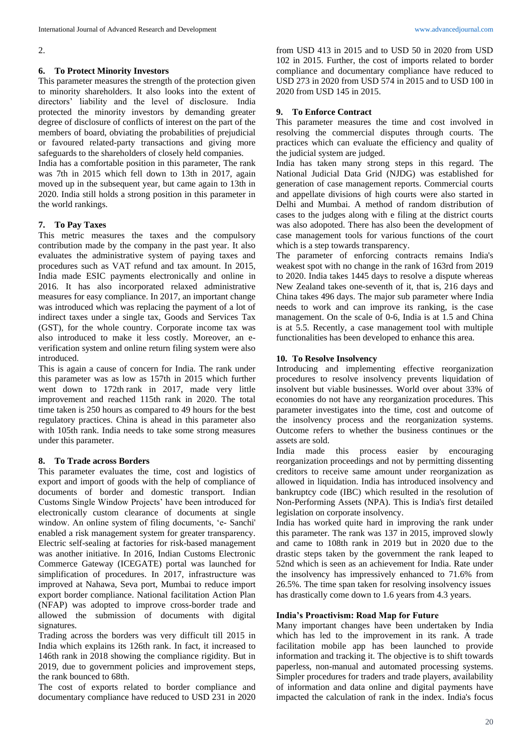2.

### 6. To Protect Minority Investors

This parameter measures the strength of the protection given to minority shareholders. It also looks into the extent of directors' liability and the level of disclosure. India protected the minority investors by demanding greater degree of disclosure of conflicts of interest on the part of the members of board, obviating the probabilities of prejudicial or favoured related-party transactions and giving more safeguards to the shareholders of closely held companies.

India has a comfortable position in this parameter, The rank was 7th in 2015 which fell down to 13th in 2017, again moved up in the subsequent year, but came again to 13th in 2020. India still holds a strong position in this parameter in the world rankings.

### 7. To Pay Taxes

This metric measures the taxes and the compulsory contribution made by the company in the past year. It also evaluates the administrative system of paying taxes and procedures such as VAT refund and tax amount. In 2015, India made ESIC payments electronically and online in 2016. It has also incorporated relaxed administrative measures for easy compliance. In 2017, an important change was introduced which was replacing the payment of a lot of indirect taxes under a single tax, Goods and Services Tax (GST), for the whole country. Corporate income tax was also introduced to make it less costly. Moreover, an e-verification system and online return filing system were also introduced.

This is again a cause of concern for India. The rank under this parameter was as low as 157th in 2015 which further went down to 172th rank in 2017, made very little improvement and reached 115th rank in 2020. The total time taken is 250 hours as compared to 49 hours for the best regulatory practices. China is ahead in this parameter also with 105th rank. India needs to take some strong measures under this parameter.

### 8. To Trade across Borders

This parameter evaluates the time, cost and logistics of export and import of goods with the help of compliance of documents of border and domestic transport. Indian Customs Single Window Projects' have been introduced for electronically custom clearance of documents at single window. An online system of filing documents, 'e- Sanchi' enabled a risk management system for greater transparency. Electric self-sealing at factories for risk-based management was another initiative. In 2016, Indian Customs Electronic Commerce Gateway (ICEGATE) portal was launched for simplification of procedures. In 2017, infrastructure was improved at Nahawa, Seva port, Mumbai to reduce import export border compliance. National facilitation Action Plan (NFAP) was adopted to improve cross-border trade and allowed the submission of documents with digital signatures.

Trading across the borders was very difficult till 2015 in India which explains its 126th rank. In fact, it increased to 146th rank in 2018 showing the compliance rigidity. But in 2019, due to government policies and improvement steps, the rank bounced to 68th.

The cost of exports related to border compliance and documentary compliance have reduced to USD 231 in 2020 from USD 413 in 2015 and to USD 50 in 2020 from USD 102 in 2015. Further, the cost of imports related to border compliance and documentary compliance have reduced to USD 273 in 2020 from USD 574 in 2015 and to USD 100 in 2020 from USD 145 in 2015.

### 9. To Enforce Contract

This parameter measures the time and cost involved in resolving the commercial disputes through courts. The practices which can evaluate the efficiency and quality of the judicial system are judged.

India has taken many strong steps in this regard. The National Judicial Data Grid (NJDG) was established for generation of case management reports. Commercial courts and appellate divisions of high courts were also started in Delhi and Mumbai. A method of random distribution of cases to the judges along with e filing at the district courts was also adopoted. There has also been the development of case management tools for various functions of the court which is a step towards transparency.

The parameter of enforcing contracts remains India's weakest spot with no change in the rank of 163rd from 2019 to 2020. India takes 1445 days to resolve a dispute whereas New Zealand takes one-seventh of it, that is, 216 days and China takes 496 days. The major sub parameter where India needs to work and can improve its ranking, is the case management. On the scale of 0-6, India is at 1.5 and China is at 5.5. Recently, a case management tool with multiple functionalities has been developed to enhance this area.

### 10. To Resolve Insolvency

Introducing and implementing effective reorganization procedures to resolve insolvency prevents liquidation of insolvent but viable businesses. World over about 33% of economies do not have any reorganization procedures. This parameter investigates into the time, cost and outcome of the insolvency process and the reorganization systems. Outcome refers to whether the business continues or the assets are sold.

India made this process easier by encouraging reorganization proceedings and not by permitting dissenting creditors to receive same amount under reorganization as allowed in liquidation. India has introduced insolvency and bankruptcy code (IBC) which resulted in the resolution of Non-Performing Assets (NPA). This is India's first detailed legislation on corporate insolvency.

India has worked quite hard in improving the rank under this parameter. The rank was 137 in 2015, improved slowly and came to 108th rank in 2019 but in 2020 due to the drastic steps taken by the government the rank leaped to 52nd which is seen as an achievement for India. Rate under the insolvency has impressively enhanced to 71.6% from 26.5%. The time span taken for resolving insolvency issues has drastically come down to 1.6 years from 4.3 years.

## India's Proactivism: Road Map for Future

Many important changes have been undertaken by India which has led to the improvement in its rank. A trade facilitation mobile app has been launched to provide information and tracking it. The objective is to shift towards paperless, non-manual and automated processing systems. Simpler procedures for traders and trade players, availability of information and data online and digital payments have impacted the calculation of rank in the index. India's focus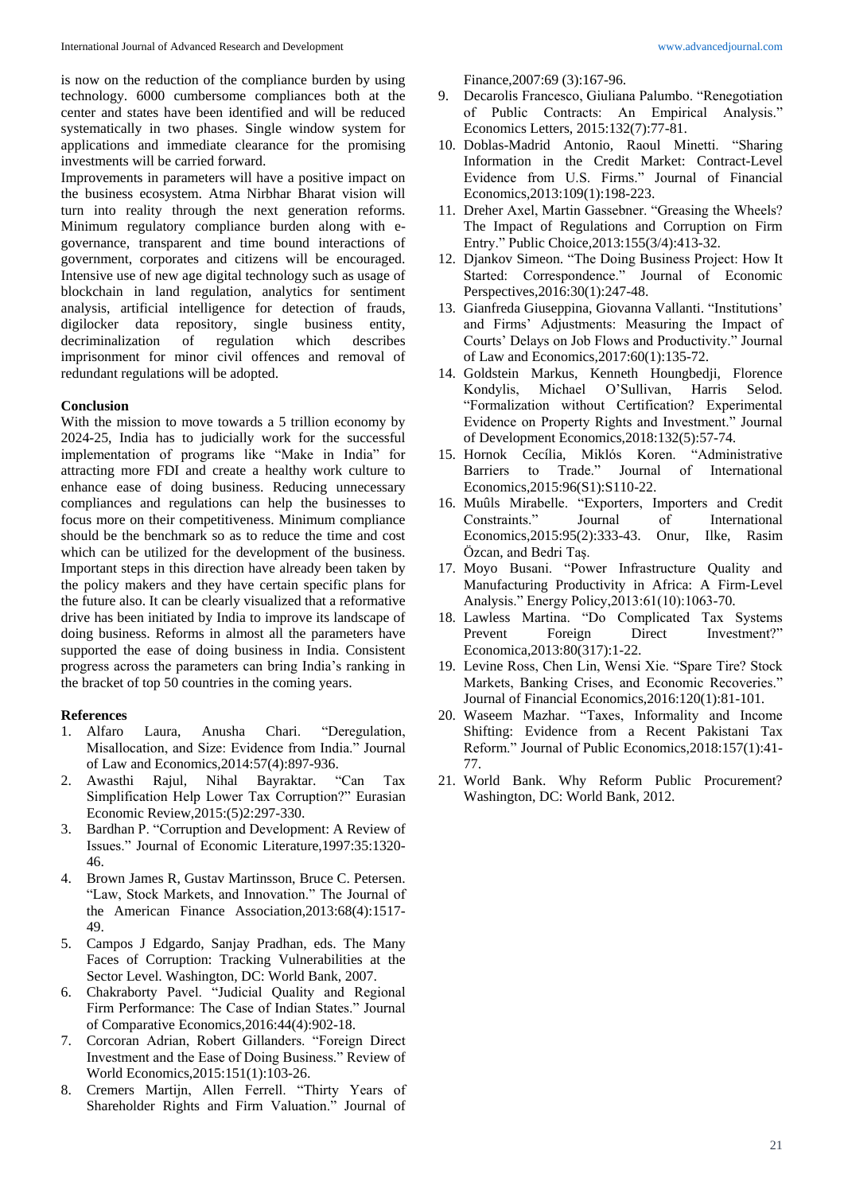is now on the reduction of the compliance burden by using technology. 6000 cumbersome compliances both at the center and states have been identified and will be reduced systematically in two phases. Single window system for applications and immediate clearance for the promising investments will be carried forward.

Improvements in parameters will have a positive impact on the business ecosystem. Atma Nirbhar Bharat vision will turn into reality through the next generation reforms. Minimum regulatory compliance burden along with e-governance, transparent and time bound interactions of government, corporates and citizens will be encouraged. Intensive use of new age digital technology such as usage of blockchain in land regulation, analytics for sentiment analysis, artificial intelligence for detection of frauds, digilocker data repository, single business entity, decriminalization of regulation which describes imprisonment for minor civil offences and removal of redundant regulations will be adopted.

## Conclusion

With the mission to move towards a 5 trillion economy by 2024-25, India has to judicially work for the successful implementation of programs like "Make in India" for attracting more FDI and create a healthy work culture to enhance ease of doing business. Reducing unnecessary compliances and regulations can help the businesses to focus more on their competitiveness. Minimum compliance should be the benchmark so as to reduce the time and cost which can be utilized for the development of the business. Important steps in this direction have already been taken by the policy makers and they have certain specific plans for the future also. It can be clearly visualized that a reformative drive has been initiated by India to improve its landscape of doing business. Reforms in almost all the parameters have supported the ease of doing business in India. Consistent progress across the parameters can bring India's ranking in the bracket of top 50 countries in the coming years.

## References

1. Alfaro Laura, Anusha Chari. "Deregulation, Misallocation, and Size: Evidence from India." Journal of Law and Economics,2014:57(4):897-936.
2. Awasthi Rajul, Nihal Bayraktar. "Can Tax Simplification Help Lower Tax Corruption?" Eurasian Economic Review,2015:(5)2:297-330.
3. Bardhan P. "Corruption and Development: A Review of Issues." Journal of Economic Literature,1997:35:1320-46.
4. Brown James R, Gustav Martinsson, Bruce C. Petersen. "Law, Stock Markets, and Innovation." The Journal of the American Finance Association,2013:68(4):1517-49.
5. Campos J Edgardo, Sanjay Pradhan, eds. The Many Faces of Corruption: Tracking Vulnerabilities at the Sector Level. Washington, DC: World Bank, 2007.
6. Chakraborty Pavel. "Judicial Quality and Regional Firm Performance: The Case of Indian States." Journal of Comparative Economics,2016:44(4):902-18.
7. Corcoran Adrian, Robert Gillanders. "Foreign Direct Investment and the Ease of Doing Business." Review of World Economics,2015:151(1):103-26.
8. Cremers Martijn, Allen Ferrell. "Thirty Years of Shareholder Rights and Firm Valuation." Journal of Finance,2007:69 (3):167-96.
9. Decarolis Francesco, Giuliana Palumbo. "Renegotiation of Public Contracts: An Empirical Analysis." Economics Letters, 2015:132(7):77-81.
10. Doblas-Madrid Antonio, Raoul Minetti. "Sharing Information in the Credit Market: Contract-Level Evidence from U.S. Firms." Journal of Financial Economics,2013:109(1):198-223.
11. Dreher Axel, Martin Gassebner. "Greasing the Wheels? The Impact of Regulations and Corruption on Firm Entry." Public Choice,2013:155(3/4):413-32.
12. Djankov Simeon. "The Doing Business Project: How It Started: Correspondence." Journal of Economic Perspectives,2016:30(1):247-48.
13. Gianfreda Giuseppina, Giovanna Vallanti. "Institutions' and Firms' Adjustments: Measuring the Impact of Courts' Delays on Job Flows and Productivity." Journal of Law and Economics,2017:60(1):135-72.
14. Goldstein Markus, Kenneth Houngbedji, Florence Kondylis, Michael O'Sullivan, Harris Selod. "Formalization without Certification? Experimental Evidence on Property Rights and Investment." Journal of Development Economics,2018:132(5):57-74.
15. Hornok Cecília, Miklós Koren. "Administrative Barriers to Trade." Journal of International Economics,2015:96(S1):S110-22.
16. Muûls Mirabelle. "Exporters, Importers and Credit Constraints." Journal of International Economics,2015:95(2):333-43. Onur, Ilke, Rasim Özcan, and Bedri Taş.
17. Moyo Busani. "Power Infrastructure Quality and Manufacturing Productivity in Africa: A Firm-Level Analysis." Energy Policy,2013:61(10):1063-70.
18. Lawless Martina. "Do Complicated Tax Systems Prevent Foreign Direct Investment?" Economica,2013:80(317):1-22.
19. Levine Ross, Chen Lin, Wensi Xie. "Spare Tire? Stock Markets, Banking Crises, and Economic Recoveries." Journal of Financial Economics,2016:120(1):81-101.
20. Waseem Mazhar. "Taxes, Informality and Income Shifting: Evidence from a Recent Pakistani Tax Reform." Journal of Public Economics,2018:157(1):41-77.
21. World Bank. Why Reform Public Procurement? Washington, DC: World Bank, 2012.